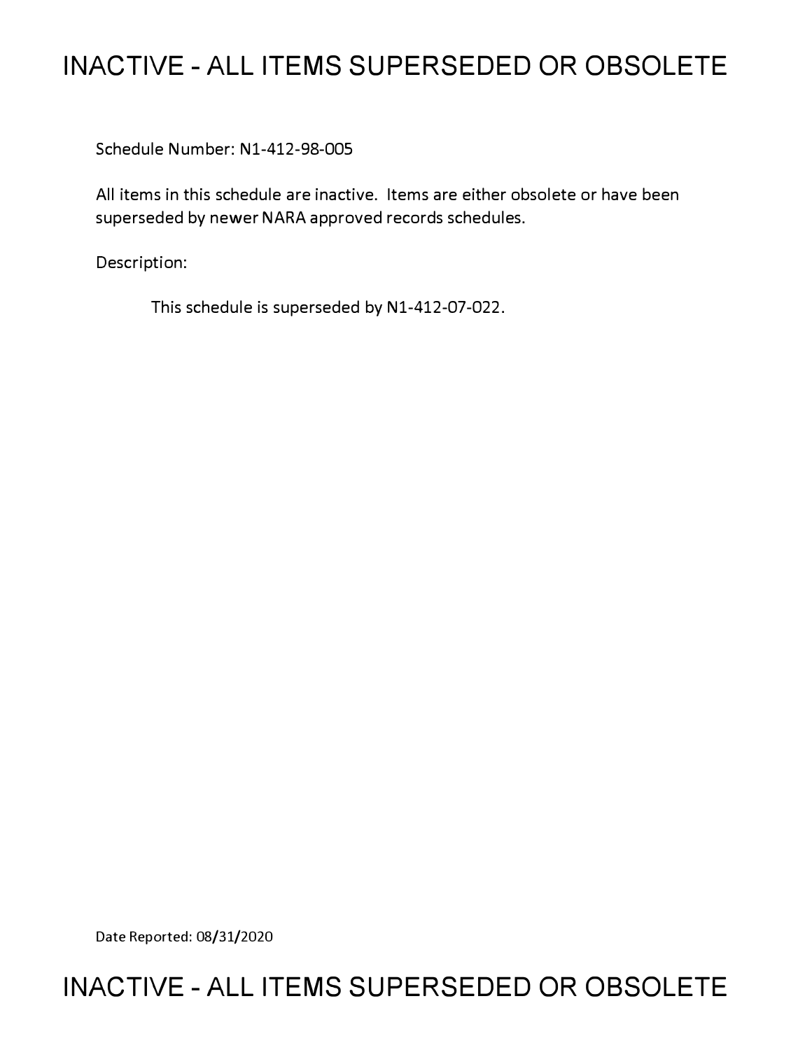# INACTIVE - ALL ITEMS SUPERSEDED OR OBSOLETE

Schedule Number: N1-412-98-005

All items in this schedule are inactive. Items are either obsolete or have been superseded by newer NARA approved records schedules.

Description:

This schedule is superseded by N1-412-07-022.

Date Reported: 08/31/2020

# INACTIVE - ALL ITEMS SUPERSEDED OR OBSOLETE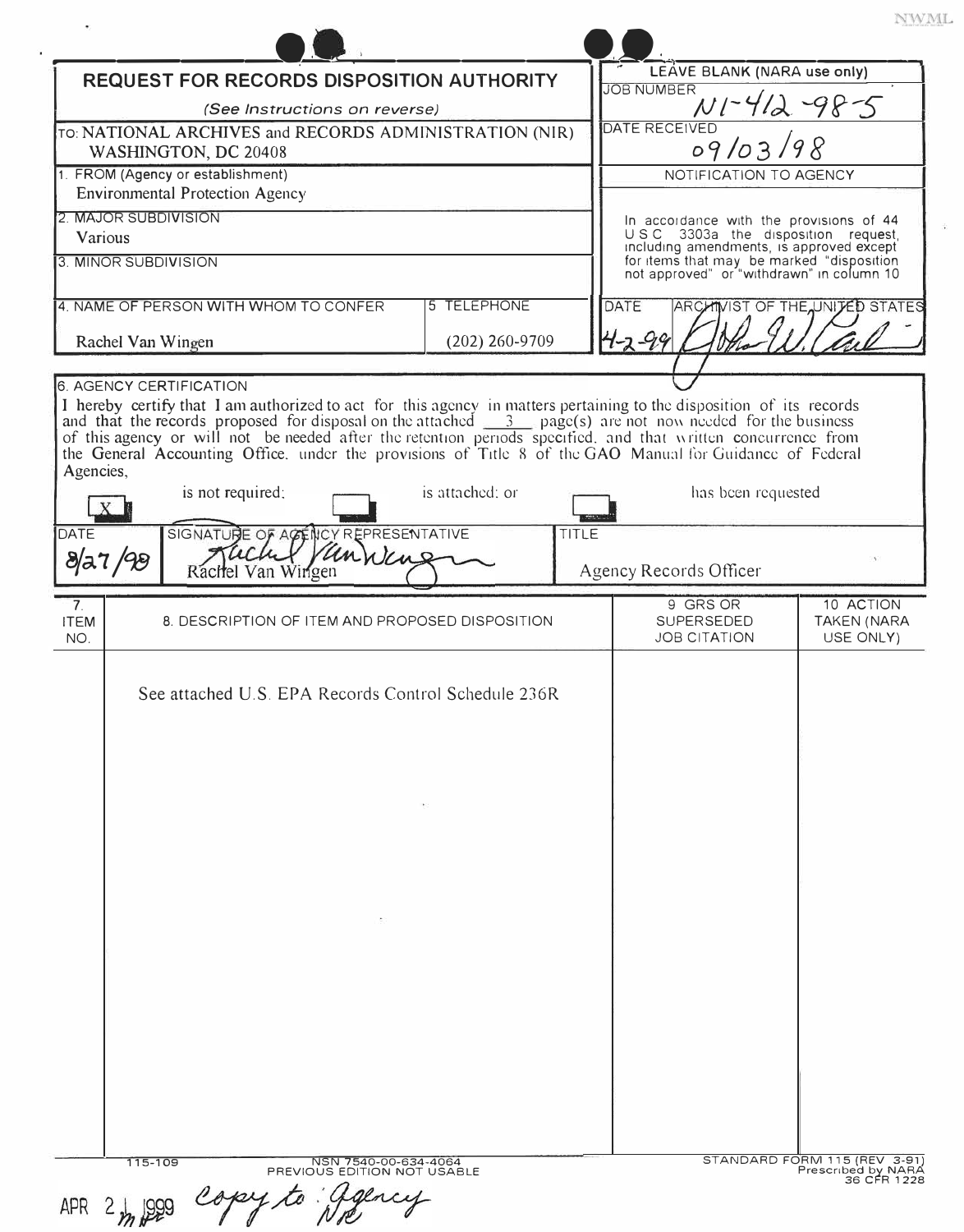# REQUEST FOR RECORDS DISPOSITION AUTHORITY

*(See Instructions on reverse)*

| | |
|---|---|
| TO: NATIONAL ARCHIVES and RECORDS ADMINISTRATION (NIR) WASHINGTON, DC 20408 | LEAVE BLANK (NARA use only) JOB NUMBER N1-412-98-5 |
| 1. FROM (Agency or establishment) Environmental Protection Agency | DATE RECEIVED 09/03/98 |
| 2. MAJOR SUBDIVISION Various | NOTIFICATION TO AGENCY |
| 3. MINOR SUBDIVISION | In accordance with the provisions of 44 USC 3303a the disposition request, including amendments, is approved except for items that may be marked "disposition not approved" or "withdrawn" in column 10 |
| 4. NAME OF PERSON WITH WHOM TO CONFER: Rachel Van Wingen — 5. TELEPHONE: (202) 260-9709 | DATE: 4-2-99 — ARCHIVIST OF THE UNITED STATES: [signature] |

**6. AGENCY CERTIFICATION**

I hereby certify that I am authorized to act for this agency in matters pertaining to the disposition of its records and that the records proposed for disposal on the attached 3 page(s) are not now needed for the business of this agency or will not be needed after the retention periods specified, and that written concurrence from the General Accounting Office, under the provisions of Title 8 of the GAO Manual for Guidance of Federal Agencies,

[X] is not required; [ ] is attached; or [ ] has been requested

| DATE | SIGNATURE OF AGENCY REPRESENTATIVE | TITLE |
|---|---|---|
| 8/27/98 | Rachel Van Wingen | Agency Records Officer |

| 7. ITEM NO. | 8. DESCRIPTION OF ITEM AND PROPOSED DISPOSITION | 9. GRS OR SUPERSEDED JOB CITATION | 10. ACTION TAKEN (NARA USE ONLY) |
|---|---|---|---|
| | See attached U.S. EPA Records Control Schedule 236R | | |

115-109 — NSN 7540-00-634-4064 — PREVIOUS EDITION NOT USABLE — STANDARD FORM 115 (REV 3-91) Prescribed by NARA 36 CFR 1228

APR 21 1999 Copy to: Agency NR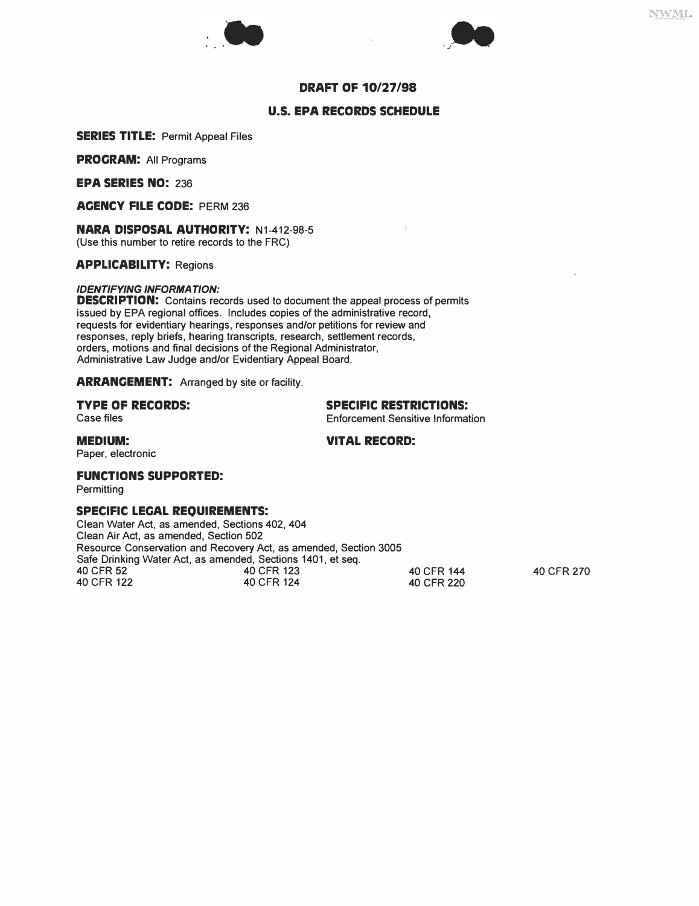**DRAFT OF 10/27/98**

**U.S. EPA RECORDS SCHEDULE**

**SERIES TITLE:** Permit Appeal Files

**PROGRAM:** All Programs

**EPA SERIES NO:** 236

**AGENCY FILE CODE:** PERM 236

**NARA DISPOSAL AUTHORITY:** N1-412-98-5
(Use this number to retire records to the FRC)

**APPLICABILITY:** Regions

***IDENTIFYING INFORMATION:***

**DESCRIPTION:** Contains records used to document the appeal process of permits issued by EPA regional offices. Includes copies of the administrative record, requests for evidentiary hearings, responses and/or petitions for review and responses, reply briefs, hearing transcripts, research, settlement records, orders, motions and final decisions of the Regional Administrator, Administrative Law Judge and/or Evidentiary Appeal Board.

**ARRANGEMENT:** Arranged by site or facility.

**TYPE OF RECORDS:**
Case files

**SPECIFIC RESTRICTIONS:**
Enforcement Sensitive Information

**MEDIUM:**
Paper, electronic

**VITAL RECORD:**

**FUNCTIONS SUPPORTED:**
Permitting

**SPECIFIC LEGAL REQUIREMENTS:**
Clean Water Act, as amended, Sections 402, 404
Clean Air Act, as amended, Section 502
Resource Conservation and Recovery Act, as amended, Section 3005
Safe Drinking Water Act, as amended, Sections 1401, et seq.

| | | | |
|---|---|---|---|
| 40 CFR 52 | 40 CFR 123 | 40 CFR 144 | 40 CFR 270 |
| 40 CFR 122 | 40 CFR 124 | 40 CFR 220 | |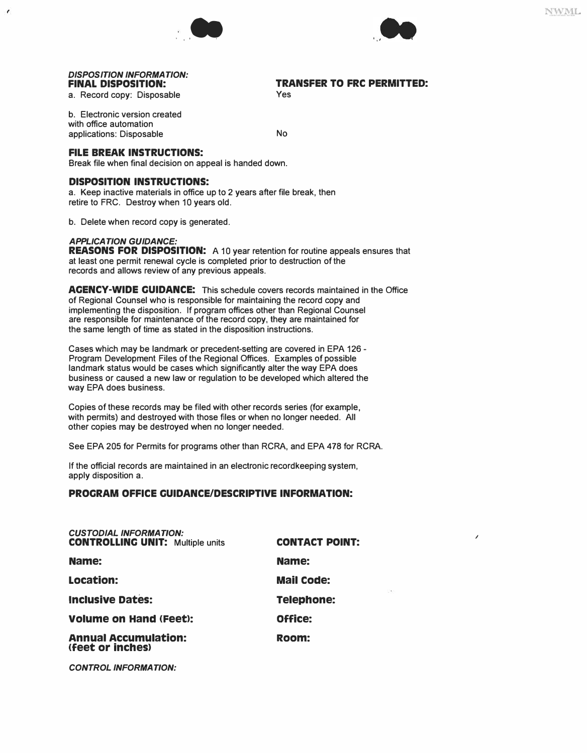*DISPOSITION INFORMATION:*

**FINAL DISPOSITION:**

a. Record copy: Disposable

b. Electronic version created with office automation applications: Disposable

**TRANSFER TO FRC PERMITTED:**

a. Yes

b. No

**FILE BREAK INSTRUCTIONS:**
Break file when final decision on appeal is handed down.

**DISPOSITION INSTRUCTIONS:**
a. Keep inactive materials in office up to 2 years after file break, then retire to FRC. Destroy when 10 years old.

b. Delete when record copy is generated.

*APPLICATION GUIDANCE:*

**REASONS FOR DISPOSITION:** A 10 year retention for routine appeals ensures that at least one permit renewal cycle is completed prior to destruction of the records and allows review of any previous appeals.

**AGENCY-WIDE GUIDANCE:** This schedule covers records maintained in the Office of Regional Counsel who is responsible for maintaining the record copy and implementing the disposition. If program offices other than Regional Counsel are responsible for maintenance of the record copy, they are maintained for the same length of time as stated in the disposition instructions.

Cases which may be landmark or precedent-setting are covered in EPA 126 - Program Development Files of the Regional Offices. Examples of possible landmark status would be cases which significantly alter the way EPA does business or caused a new law or regulation to be developed which altered the way EPA does business.

Copies of these records may be filed with other records series (for example, with permits) and destroyed with those files or when no longer needed. All other copies may be destroyed when no longer needed.

See EPA 205 for Permits for programs other than RCRA, and EPA 478 for RCRA.

If the official records are maintained in an electronic recordkeeping system, apply disposition a.

**PROGRAM OFFICE GUIDANCE/DESCRIPTIVE INFORMATION:**

*CUSTODIAL INFORMATION:*

**CONTROLLING UNIT:** Multiple units

**Name:**

**Location:**

**Inclusive Dates:**

**Volume on Hand (Feet):**

**Annual Accumulation: (feet or inches)**

**CONTACT POINT:**

**Name:**

**Mail Code:**

**Telephone:**

**Office:**

**Room:**

*CONTROL INFORMATION:*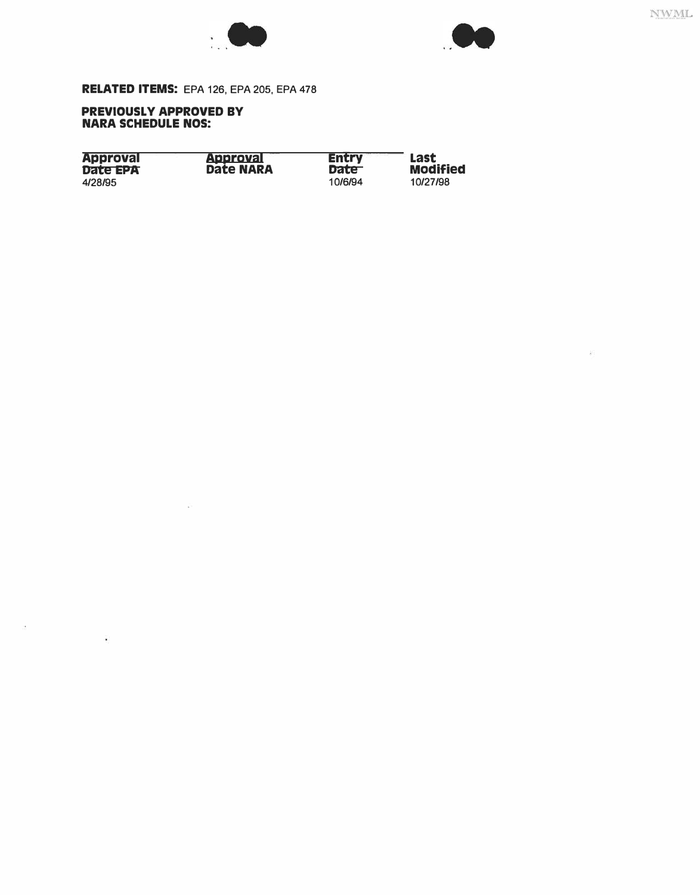**RELATED ITEMS:** EPA 126, EPA 205, EPA 478

**PREVIOUSLY APPROVED BY NARA SCHEDULE NOS:**

| Approval Date EPA | Approval Date NARA | Entry Date | Last Modified |
|---|---|---|---|
| 4/28/95 | | 10/6/94 | 10/27/98 |